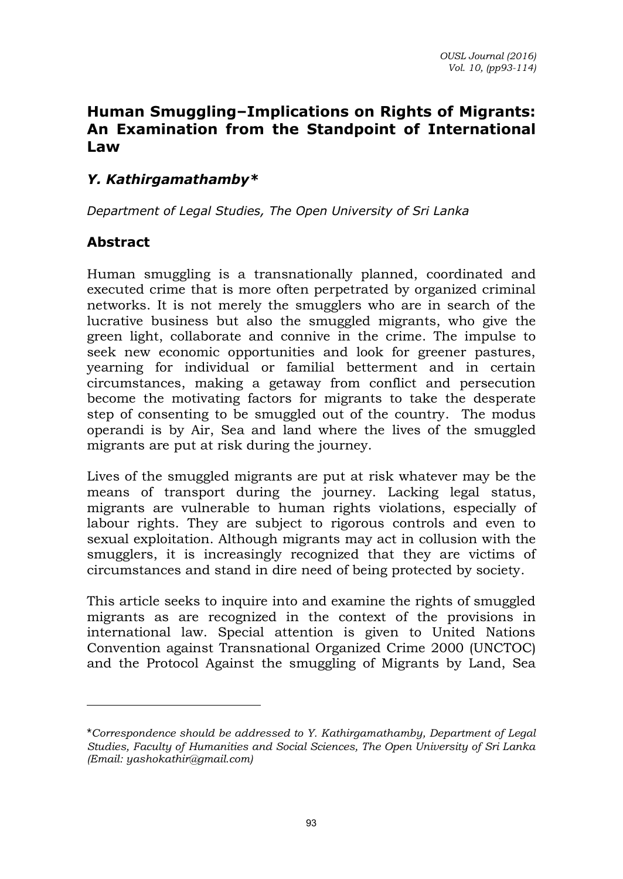# Human Smuggling–Implications on Rights of Migrants: An Examination from the Standpoint of International Law

## *Y. Kathirgamathamby**

*Department of Legal Studies, The Open University of Sri Lanka*

## Abstract

Human smuggling is a transnationally planned, coordinated and executed crime that is more often perpetrated by organized criminal networks. It is not merely the smugglers who are in search of the lucrative business but also the smuggled migrants, who give the green light, collaborate and connive in the crime. The impulse to seek new economic opportunities and look for greener pastures, yearning for individual or familial betterment and in certain circumstances, making a getaway from conflict and persecution become the motivating factors for migrants to take the desperate step of consenting to be smuggled out of the country. The modus operandi is by Air, Sea and land where the lives of the smuggled migrants are put at risk during the journey.

Lives of the smuggled migrants are put at risk whatever may be the means of transport during the journey. Lacking legal status, migrants are vulnerable to human rights violations, especially of labour rights. They are subject to rigorous controls and even to sexual exploitation. Although migrants may act in collusion with the smugglers, it is increasingly recognized that they are victims of circumstances and stand in dire need of being protected by society.

This article seeks to inquire into and examine the rights of smuggled migrants as are recognized in the context of the provisions in international law. Special attention is given to United Nations Convention against Transnational Organized Crime 2000 (UNCTOC) and the Protocol Against the smuggling of Migrants by Land, Sea

---

**Correspondence should be addressed to Y. Kathirgamathamby, Department of Legal Studies, Faculty of Humanities and Social Sciences, The Open University of Sri Lanka (Email: yashokathir@gmail.com)*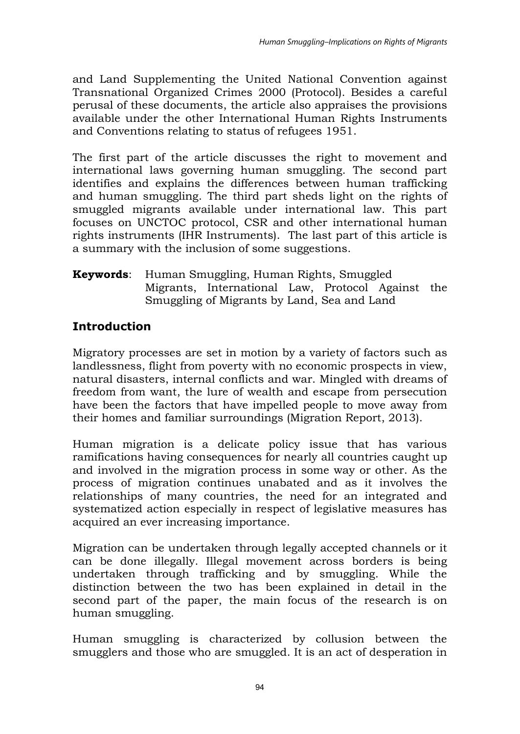and Land Supplementing the United National Convention against Transnational Organized Crimes 2000 (Protocol). Besides a careful perusal of these documents, the article also appraises the provisions available under the other International Human Rights Instruments and Conventions relating to status of refugees 1951.

The first part of the article discusses the right to movement and international laws governing human smuggling. The second part identifies and explains the differences between human trafficking and human smuggling. The third part sheds light on the rights of smuggled migrants available under international law. This part focuses on UNCTOC protocol, CSR and other international human rights instruments (IHR Instruments). The last part of this article is a summary with the inclusion of some suggestions.

**Keywords**: Human Smuggling, Human Rights, Smuggled Migrants, International Law, Protocol Against the Smuggling of Migrants by Land, Sea and Land

## Introduction

Migratory processes are set in motion by a variety of factors such as landlessness, flight from poverty with no economic prospects in view, natural disasters, internal conflicts and war. Mingled with dreams of freedom from want, the lure of wealth and escape from persecution have been the factors that have impelled people to move away from their homes and familiar surroundings (Migration Report, 2013).

Human migration is a delicate policy issue that has various ramifications having consequences for nearly all countries caught up and involved in the migration process in some way or other. As the process of migration continues unabated and as it involves the relationships of many countries, the need for an integrated and systematized action especially in respect of legislative measures has acquired an ever increasing importance.

Migration can be undertaken through legally accepted channels or it can be done illegally. Illegal movement across borders is being undertaken through trafficking and by smuggling. While the distinction between the two has been explained in detail in the second part of the paper, the main focus of the research is on human smuggling.

Human smuggling is characterized by collusion between the smugglers and those who are smuggled. It is an act of desperation in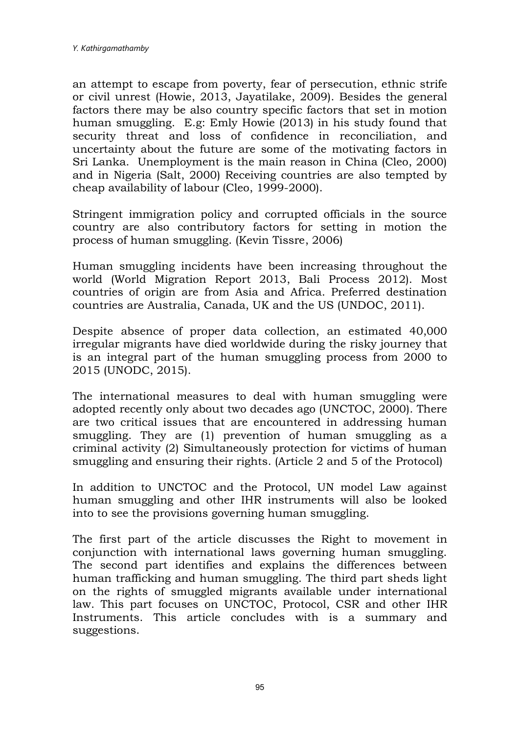an attempt to escape from poverty, fear of persecution, ethnic strife or civil unrest (Howie, 2013, Jayatilake, 2009). Besides the general factors there may be also country specific factors that set in motion human smuggling. E.g: Emly Howie (2013) in his study found that security threat and loss of confidence in reconciliation, and uncertainty about the future are some of the motivating factors in Sri Lanka. Unemployment is the main reason in China (Cleo, 2000) and in Nigeria (Salt, 2000) Receiving countries are also tempted by cheap availability of labour (Cleo, 1999-2000).

Stringent immigration policy and corrupted officials in the source country are also contributory factors for setting in motion the process of human smuggling. (Kevin Tissre, 2006)

Human smuggling incidents have been increasing throughout the world (World Migration Report 2013, Bali Process 2012). Most countries of origin are from Asia and Africa. Preferred destination countries are Australia, Canada, UK and the US (UNDOC, 2011).

Despite absence of proper data collection, an estimated 40,000 irregular migrants have died worldwide during the risky journey that is an integral part of the human smuggling process from 2000 to 2015 (UNODC, 2015).

The international measures to deal with human smuggling were adopted recently only about two decades ago (UNCTOC, 2000). There are two critical issues that are encountered in addressing human smuggling. They are (1) prevention of human smuggling as a criminal activity (2) Simultaneously protection for victims of human smuggling and ensuring their rights. (Article 2 and 5 of the Protocol)

In addition to UNCTOC and the Protocol, UN model Law against human smuggling and other IHR instruments will also be looked into to see the provisions governing human smuggling.

The first part of the article discusses the Right to movement in conjunction with international laws governing human smuggling. The second part identifies and explains the differences between human trafficking and human smuggling. The third part sheds light on the rights of smuggled migrants available under international law. This part focuses on UNCTOC, Protocol, CSR and other IHR Instruments. This article concludes with is a summary and suggestions.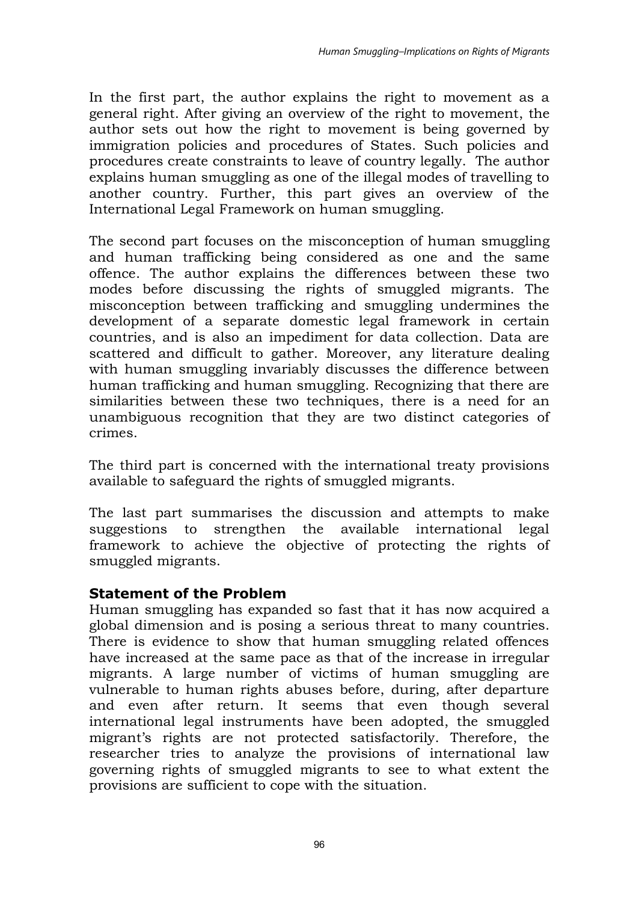In the first part, the author explains the right to movement as a general right. After giving an overview of the right to movement, the author sets out how the right to movement is being governed by immigration policies and procedures of States. Such policies and procedures create constraints to leave of country legally. The author explains human smuggling as one of the illegal modes of travelling to another country. Further, this part gives an overview of the International Legal Framework on human smuggling.

The second part focuses on the misconception of human smuggling and human trafficking being considered as one and the same offence. The author explains the differences between these two modes before discussing the rights of smuggled migrants. The misconception between trafficking and smuggling undermines the development of a separate domestic legal framework in certain countries, and is also an impediment for data collection. Data are scattered and difficult to gather. Moreover, any literature dealing with human smuggling invariably discusses the difference between human trafficking and human smuggling. Recognizing that there are similarities between these two techniques, there is a need for an unambiguous recognition that they are two distinct categories of crimes.

The third part is concerned with the international treaty provisions available to safeguard the rights of smuggled migrants.

The last part summarises the discussion and attempts to make suggestions to strengthen the available international legal framework to achieve the objective of protecting the rights of smuggled migrants.

## Statement of the Problem

Human smuggling has expanded so fast that it has now acquired a global dimension and is posing a serious threat to many countries. There is evidence to show that human smuggling related offences have increased at the same pace as that of the increase in irregular migrants. A large number of victims of human smuggling are vulnerable to human rights abuses before, during, after departure and even after return. It seems that even though several international legal instruments have been adopted, the smuggled migrant's rights are not protected satisfactorily. Therefore, the researcher tries to analyze the provisions of international law governing rights of smuggled migrants to see to what extent the provisions are sufficient to cope with the situation.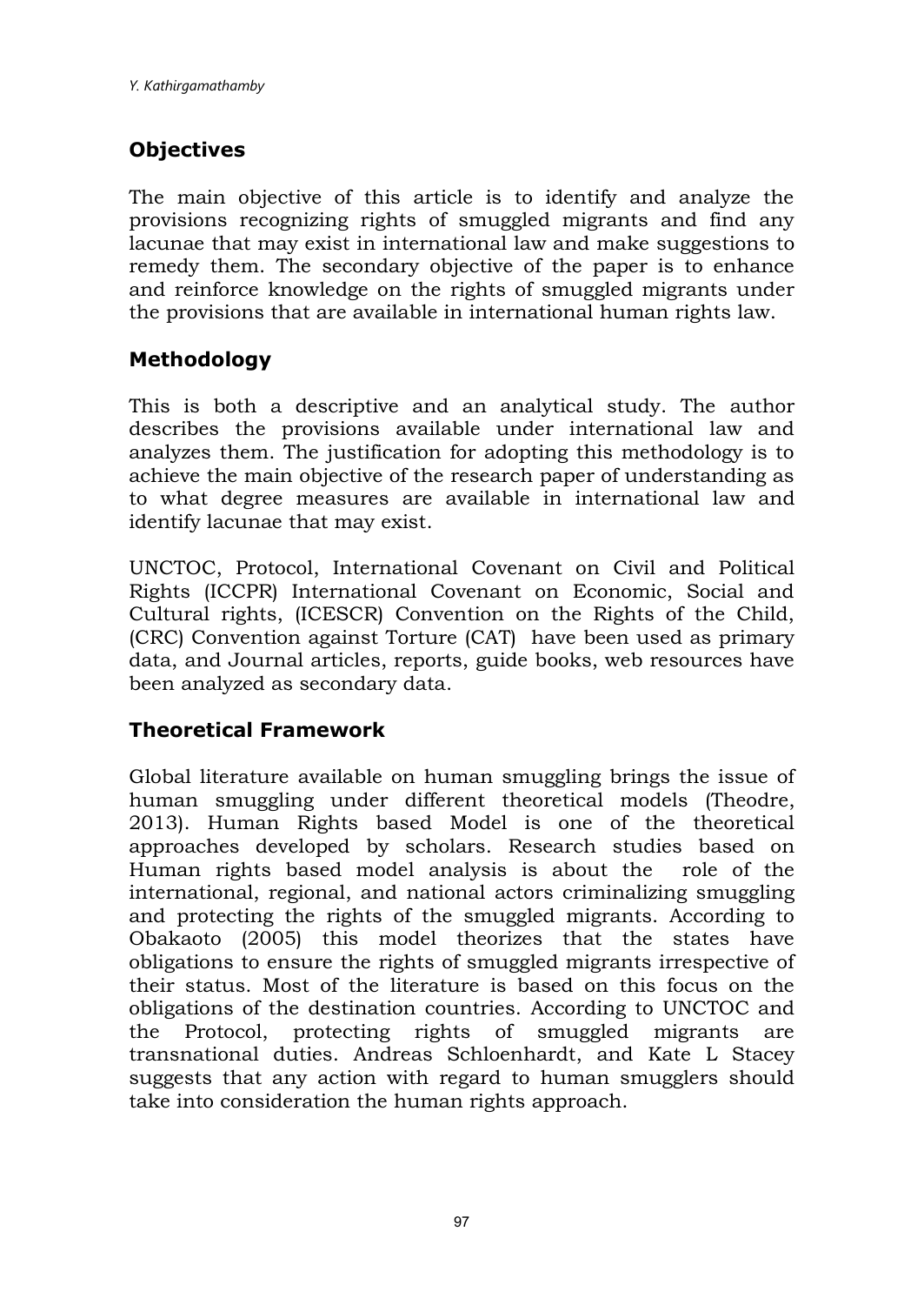## Objectives

The main objective of this article is to identify and analyze the provisions recognizing rights of smuggled migrants and find any lacunae that may exist in international law and make suggestions to remedy them. The secondary objective of the paper is to enhance and reinforce knowledge on the rights of smuggled migrants under the provisions that are available in international human rights law.

## Methodology

This is both a descriptive and an analytical study. The author describes the provisions available under international law and analyzes them. The justification for adopting this methodology is to achieve the main objective of the research paper of understanding as to what degree measures are available in international law and identify lacunae that may exist.

UNCTOC, Protocol, International Covenant on Civil and Political Rights (ICCPR) International Covenant on Economic, Social and Cultural rights, (ICESCR) Convention on the Rights of the Child, (CRC) Convention against Torture (CAT) have been used as primary data, and Journal articles, reports, guide books, web resources have been analyzed as secondary data.

## Theoretical Framework

Global literature available on human smuggling brings the issue of human smuggling under different theoretical models (Theodre, 2013). Human Rights based Model is one of the theoretical approaches developed by scholars. Research studies based on Human rights based model analysis is about the role of the international, regional, and national actors criminalizing smuggling and protecting the rights of the smuggled migrants. According to Obakaoto (2005) this model theorizes that the states have obligations to ensure the rights of smuggled migrants irrespective of their status. Most of the literature is based on this focus on the obligations of the destination countries. According to UNCTOC and the Protocol, protecting rights of smuggled migrants are transnational duties. Andreas Schloenhardt, and Kate L Stacey suggests that any action with regard to human smugglers should take into consideration the human rights approach.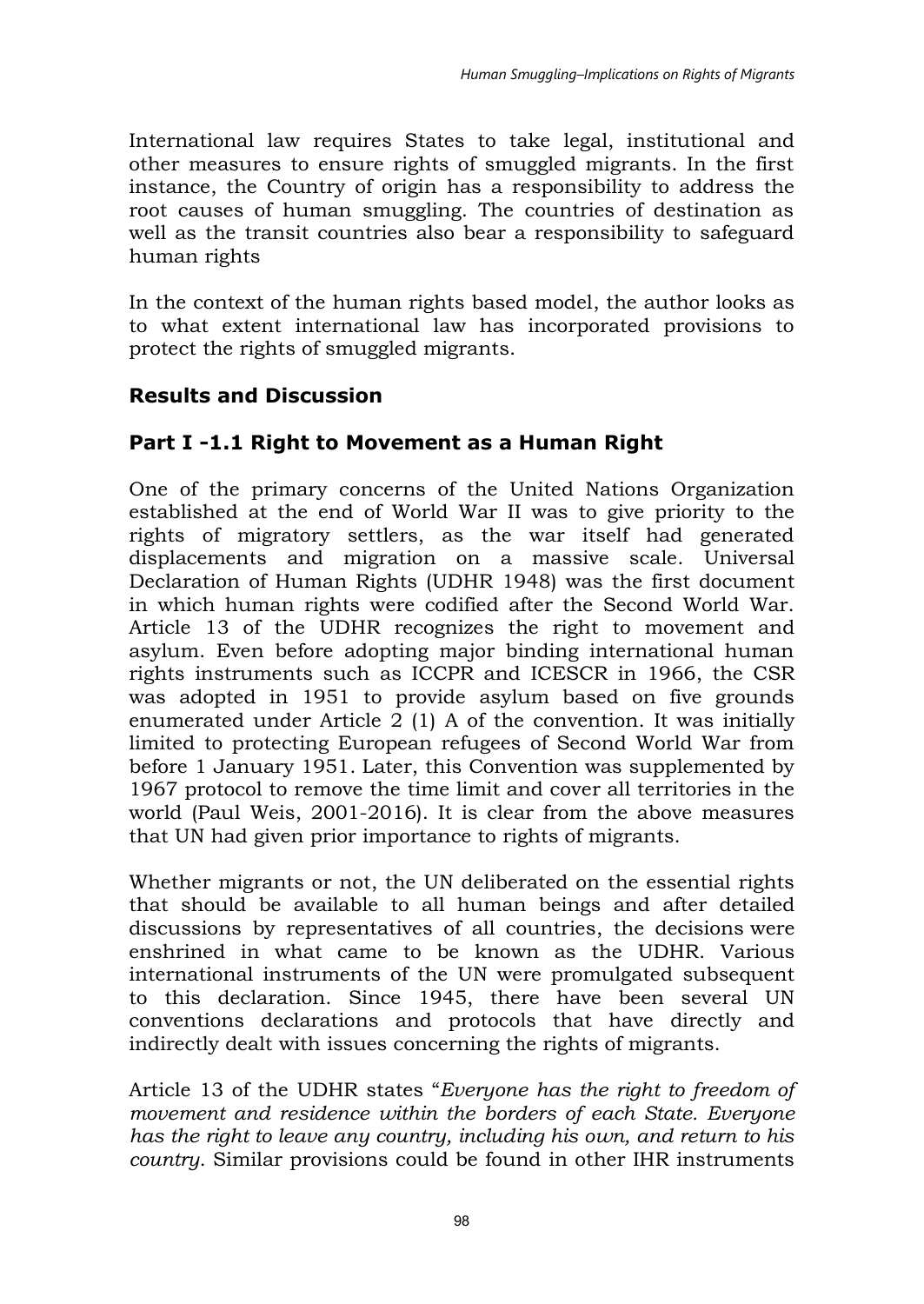International law requires States to take legal, institutional and other measures to ensure rights of smuggled migrants. In the first instance, the Country of origin has a responsibility to address the root causes of human smuggling. The countries of destination as well as the transit countries also bear a responsibility to safeguard human rights

In the context of the human rights based model, the author looks as to what extent international law has incorporated provisions to protect the rights of smuggled migrants.

## Results and Discussion

## Part I -1.1 Right to Movement as a Human Right

One of the primary concerns of the United Nations Organization established at the end of World War II was to give priority to the rights of migratory settlers, as the war itself had generated displacements and migration on a massive scale. Universal Declaration of Human Rights (UDHR 1948) was the first document in which human rights were codified after the Second World War. Article 13 of the UDHR recognizes the right to movement and asylum. Even before adopting major binding international human rights instruments such as ICCPR and ICESCR in 1966, the CSR was adopted in 1951 to provide asylum based on five grounds enumerated under Article 2 (1) A of the convention. It was initially limited to protecting European refugees of Second World War from before 1 January 1951. Later, this Convention was supplemented by 1967 protocol to remove the time limit and cover all territories in the world (Paul Weis, 2001-2016). It is clear from the above measures that UN had given prior importance to rights of migrants.

Whether migrants or not, the UN deliberated on the essential rights that should be available to all human beings and after detailed discussions by representatives of all countries, the decisions were enshrined in what came to be known as the UDHR. Various international instruments of the UN were promulgated subsequent to this declaration. Since 1945, there have been several UN conventions declarations and protocols that have directly and indirectly dealt with issues concerning the rights of migrants.

Article 13 of the UDHR states "*Everyone has the right to freedom of movement and residence within the borders of each State. Everyone has the right to leave any country, including his own, and return to his country*. Similar provisions could be found in other IHR instruments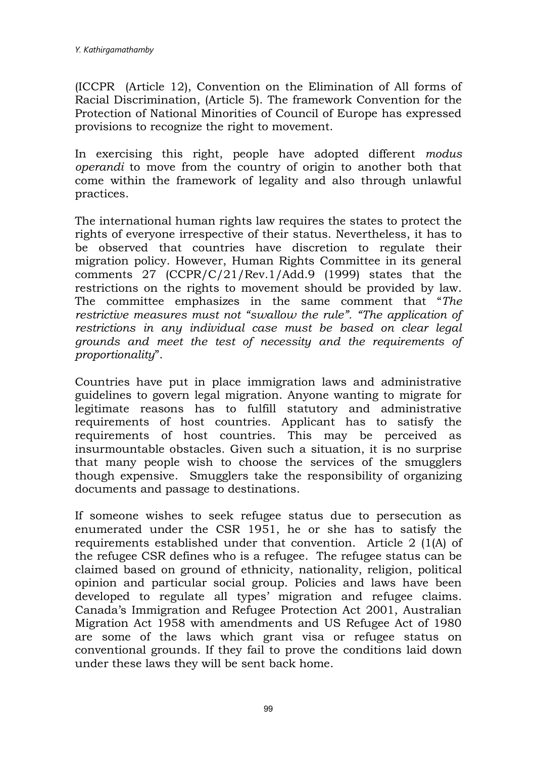(ICCPR (Article 12), Convention on the Elimination of All forms of Racial Discrimination, (Article 5). The framework Convention for the Protection of National Minorities of Council of Europe has expressed provisions to recognize the right to movement.

In exercising this right, people have adopted different *modus operandi* to move from the country of origin to another both that come within the framework of legality and also through unlawful practices.

The international human rights law requires the states to protect the rights of everyone irrespective of their status. Nevertheless, it has to be observed that countries have discretion to regulate their migration policy. However, Human Rights Committee in its general comments 27 (CCPR/C/21/Rev.1/Add.9 (1999) states that the restrictions on the rights to movement should be provided by law. The committee emphasizes in the same comment that "*The restrictive measures must not "swallow the rule". "The application of restrictions in any individual case must be based on clear legal grounds and meet the test of necessity and the requirements of proportionality*".

Countries have put in place immigration laws and administrative guidelines to govern legal migration. Anyone wanting to migrate for legitimate reasons has to fulfill statutory and administrative requirements of host countries. Applicant has to satisfy the requirements of host countries. This may be perceived as insurmountable obstacles. Given such a situation, it is no surprise that many people wish to choose the services of the smugglers though expensive. Smugglers take the responsibility of organizing documents and passage to destinations.

If someone wishes to seek refugee status due to persecution as enumerated under the CSR 1951, he or she has to satisfy the requirements established under that convention. Article 2 (1(A) of the refugee CSR defines who is a refugee. The refugee status can be claimed based on ground of ethnicity, nationality, religion, political opinion and particular social group. Policies and laws have been developed to regulate all types' migration and refugee claims. Canada's Immigration and Refugee Protection Act 2001, Australian Migration Act 1958 with amendments and US Refugee Act of 1980 are some of the laws which grant visa or refugee status on conventional grounds. If they fail to prove the conditions laid down under these laws they will be sent back home.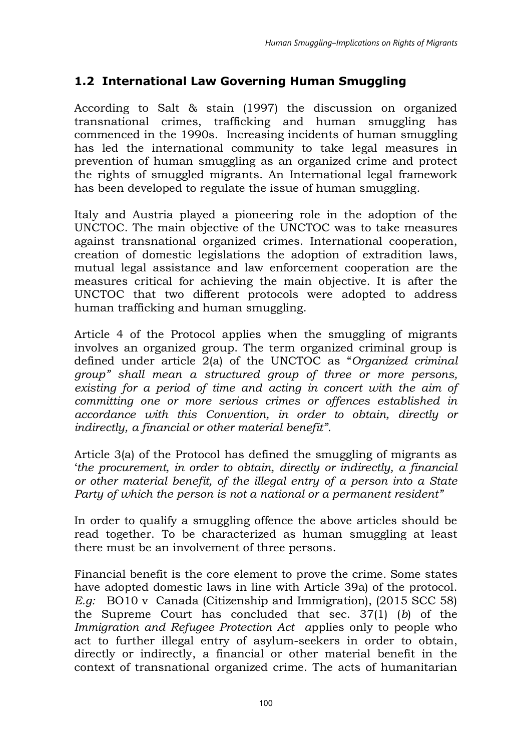## 1.2 International Law Governing Human Smuggling

According to Salt & stain (1997) the discussion on organized transnational crimes, trafficking and human smuggling has commenced in the 1990s. Increasing incidents of human smuggling has led the international community to take legal measures in prevention of human smuggling as an organized crime and protect the rights of smuggled migrants. An International legal framework has been developed to regulate the issue of human smuggling.

Italy and Austria played a pioneering role in the adoption of the UNCTOC. The main objective of the UNCTOC was to take measures against transnational organized crimes. International cooperation, creation of domestic legislations the adoption of extradition laws, mutual legal assistance and law enforcement cooperation are the measures critical for achieving the main objective. It is after the UNCTOC that two different protocols were adopted to address human trafficking and human smuggling.

Article 4 of the Protocol applies when the smuggling of migrants involves an organized group. The term organized criminal group is defined under article 2(a) of the UNCTOC as "*Organized criminal group" shall mean a structured group of three or more persons, existing for a period of time and acting in concert with the aim of committing one or more serious crimes or offences established in accordance with this Convention, in order to obtain, directly or indirectly, a financial or other material benefit".*

Article 3(a) of the Protocol has defined the smuggling of migrants as '*the procurement, in order to obtain, directly or indirectly, a financial or other material benefit, of the illegal entry of a person into a State Party of which the person is not a national or a permanent resident"*

In order to qualify a smuggling offence the above articles should be read together. To be characterized as human smuggling at least there must be an involvement of three persons.

Financial benefit is the core element to prove the crime. Some states have adopted domestic laws in line with Article 39a) of the protocol. *E.g:* BO10 v Canada (Citizenship and Immigration), (2015 SCC 58) the Supreme Court has concluded that sec. 37(1) (*b*) of the *Immigration and Refugee Protection Act a*pplies only to people who act to further illegal entry of asylum-seekers in order to obtain, directly or indirectly, a financial or other material benefit in the context of transnational organized crime. The acts of humanitarian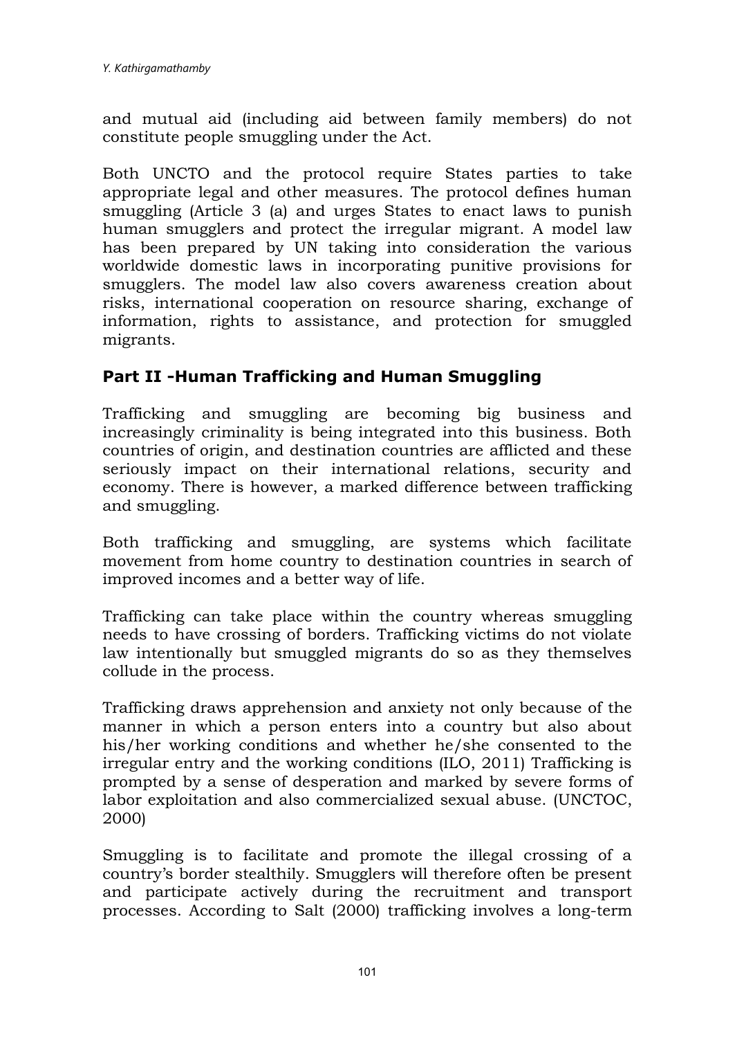and mutual aid (including aid between family members) do not constitute people smuggling under the Act.

Both UNCTO and the protocol require States parties to take appropriate legal and other measures. The protocol defines human smuggling (Article 3 (a) and urges States to enact laws to punish human smugglers and protect the irregular migrant. A model law has been prepared by UN taking into consideration the various worldwide domestic laws in incorporating punitive provisions for smugglers. The model law also covers awareness creation about risks, international cooperation on resource sharing, exchange of information, rights to assistance, and protection for smuggled migrants.

## Part II -Human Trafficking and Human Smuggling

Trafficking and smuggling are becoming big business and increasingly criminality is being integrated into this business. Both countries of origin, and destination countries are afflicted and these seriously impact on their international relations, security and economy. There is however, a marked difference between trafficking and smuggling.

Both trafficking and smuggling, are systems which facilitate movement from home country to destination countries in search of improved incomes and a better way of life.

Trafficking can take place within the country whereas smuggling needs to have crossing of borders. Trafficking victims do not violate law intentionally but smuggled migrants do so as they themselves collude in the process.

Trafficking draws apprehension and anxiety not only because of the manner in which a person enters into a country but also about his/her working conditions and whether he/she consented to the irregular entry and the working conditions (ILO, 2011) Trafficking is prompted by a sense of desperation and marked by severe forms of labor exploitation and also commercialized sexual abuse. (UNCTOC, 2000)

Smuggling is to facilitate and promote the illegal crossing of a country's border stealthily. Smugglers will therefore often be present and participate actively during the recruitment and transport processes. According to Salt (2000) trafficking involves a long-term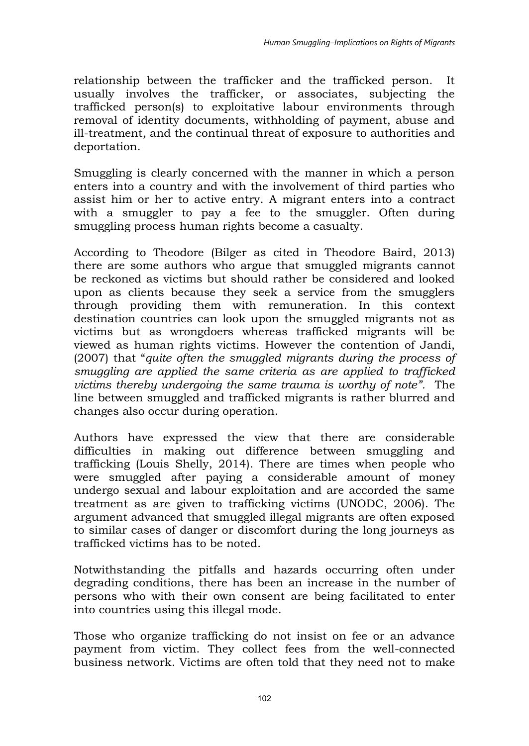relationship between the trafficker and the trafficked person. It usually involves the trafficker, or associates, subjecting the trafficked person(s) to exploitative labour environments through removal of identity documents, withholding of payment, abuse and ill-treatment, and the continual threat of exposure to authorities and deportation.

Smuggling is clearly concerned with the manner in which a person enters into a country and with the involvement of third parties who assist him or her to active entry. A migrant enters into a contract with a smuggler to pay a fee to the smuggler. Often during smuggling process human rights become a casualty.

According to Theodore (Bilger as cited in Theodore Baird, 2013) there are some authors who argue that smuggled migrants cannot be reckoned as victims but should rather be considered and looked upon as clients because they seek a service from the smugglers through providing them with remuneration. In this context destination countries can look upon the smuggled migrants not as victims but as wrongdoers whereas trafficked migrants will be viewed as human rights victims. However the contention of Jandi, (2007) that "*quite often the smuggled migrants during the process of smuggling are applied the same criteria as are applied to trafficked victims thereby undergoing the same trauma is worthy of note".* The line between smuggled and trafficked migrants is rather blurred and changes also occur during operation.

Authors have expressed the view that there are considerable difficulties in making out difference between smuggling and trafficking (Louis Shelly, 2014). There are times when people who were smuggled after paying a considerable amount of money undergo sexual and labour exploitation and are accorded the same treatment as are given to trafficking victims (UNODC, 2006). The argument advanced that smuggled illegal migrants are often exposed to similar cases of danger or discomfort during the long journeys as trafficked victims has to be noted.

Notwithstanding the pitfalls and hazards occurring often under degrading conditions, there has been an increase in the number of persons who with their own consent are being facilitated to enter into countries using this illegal mode.

Those who organize trafficking do not insist on fee or an advance payment from victim. They collect fees from the well-connected business network. Victims are often told that they need not to make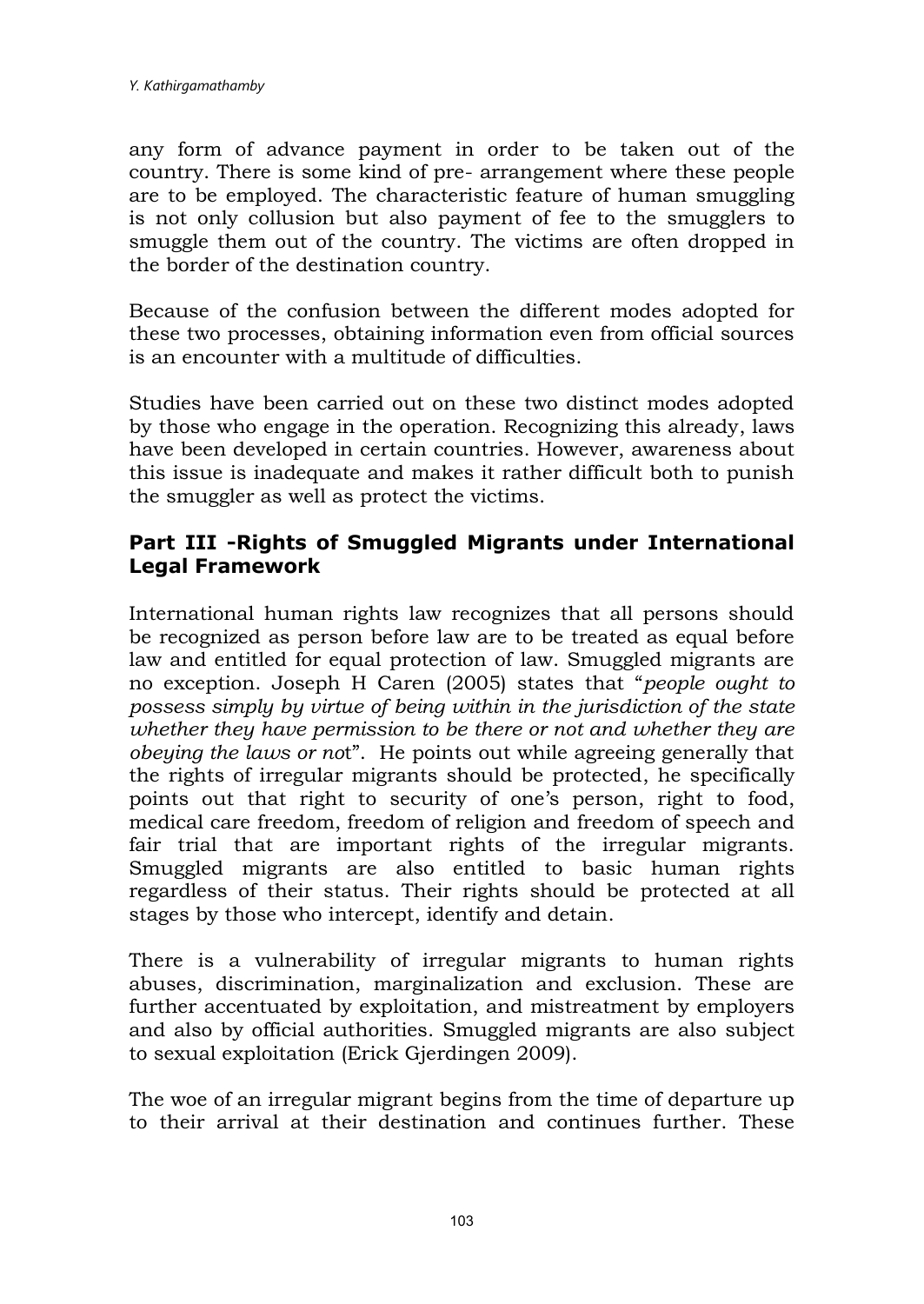any form of advance payment in order to be taken out of the country. There is some kind of pre- arrangement where these people are to be employed. The characteristic feature of human smuggling is not only collusion but also payment of fee to the smugglers to smuggle them out of the country. The victims are often dropped in the border of the destination country.

Because of the confusion between the different modes adopted for these two processes, obtaining information even from official sources is an encounter with a multitude of difficulties.

Studies have been carried out on these two distinct modes adopted by those who engage in the operation. Recognizing this already, laws have been developed in certain countries. However, awareness about this issue is inadequate and makes it rather difficult both to punish the smuggler as well as protect the victims.

## Part III -Rights of Smuggled Migrants under International Legal Framework

International human rights law recognizes that all persons should be recognized as person before law are to be treated as equal before law and entitled for equal protection of law. Smuggled migrants are no exception. Joseph H Caren (2005) states that "*people ought to possess simply by virtue of being within in the jurisdiction of the state whether they have permission to be there or not and whether they are obeying the laws or not*". He points out while agreeing generally that the rights of irregular migrants should be protected, he specifically points out that right to security of one's person, right to food, medical care freedom, freedom of religion and freedom of speech and fair trial that are important rights of the irregular migrants. Smuggled migrants are also entitled to basic human rights regardless of their status. Their rights should be protected at all stages by those who intercept, identify and detain.

There is a vulnerability of irregular migrants to human rights abuses, discrimination, marginalization and exclusion. These are further accentuated by exploitation, and mistreatment by employers and also by official authorities. Smuggled migrants are also subject to sexual exploitation (Erick Gjerdingen 2009).

The woe of an irregular migrant begins from the time of departure up to their arrival at their destination and continues further. These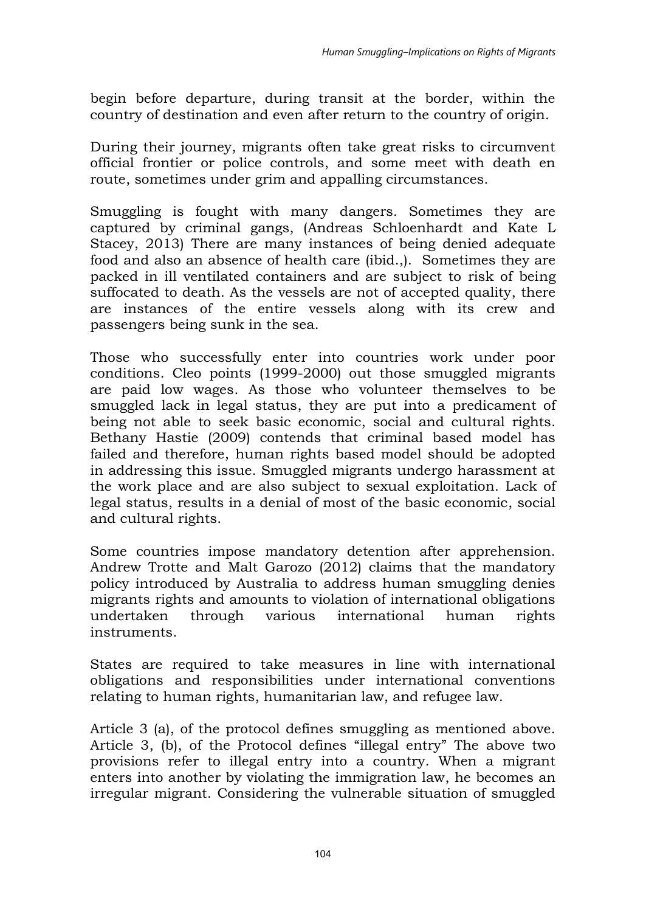begin before departure, during transit at the border, within the country of destination and even after return to the country of origin.

During their journey, migrants often take great risks to circumvent official frontier or police controls, and some meet with death en route, sometimes under grim and appalling circumstances.

Smuggling is fought with many dangers. Sometimes they are captured by criminal gangs, (Andreas Schloenhardt and Kate L Stacey, 2013) There are many instances of being denied adequate food and also an absence of health care (ibid.,). Sometimes they are packed in ill ventilated containers and are subject to risk of being suffocated to death. As the vessels are not of accepted quality, there are instances of the entire vessels along with its crew and passengers being sunk in the sea.

Those who successfully enter into countries work under poor conditions. Cleo points (1999-2000) out those smuggled migrants are paid low wages. As those who volunteer themselves to be smuggled lack in legal status, they are put into a predicament of being not able to seek basic economic, social and cultural rights. Bethany Hastie (2009) contends that criminal based model has failed and therefore, human rights based model should be adopted in addressing this issue. Smuggled migrants undergo harassment at the work place and are also subject to sexual exploitation. Lack of legal status, results in a denial of most of the basic economic, social and cultural rights.

Some countries impose mandatory detention after apprehension. Andrew Trotte and Malt Garozo (2012) claims that the mandatory policy introduced by Australia to address human smuggling denies migrants rights and amounts to violation of international obligations undertaken through various international human rights instruments.

States are required to take measures in line with international obligations and responsibilities under international conventions relating to human rights, humanitarian law, and refugee law.

Article 3 (a), of the protocol defines smuggling as mentioned above. Article 3, (b), of the Protocol defines "illegal entry" The above two provisions refer to illegal entry into a country. When a migrant enters into another by violating the immigration law, he becomes an irregular migrant. Considering the vulnerable situation of smuggled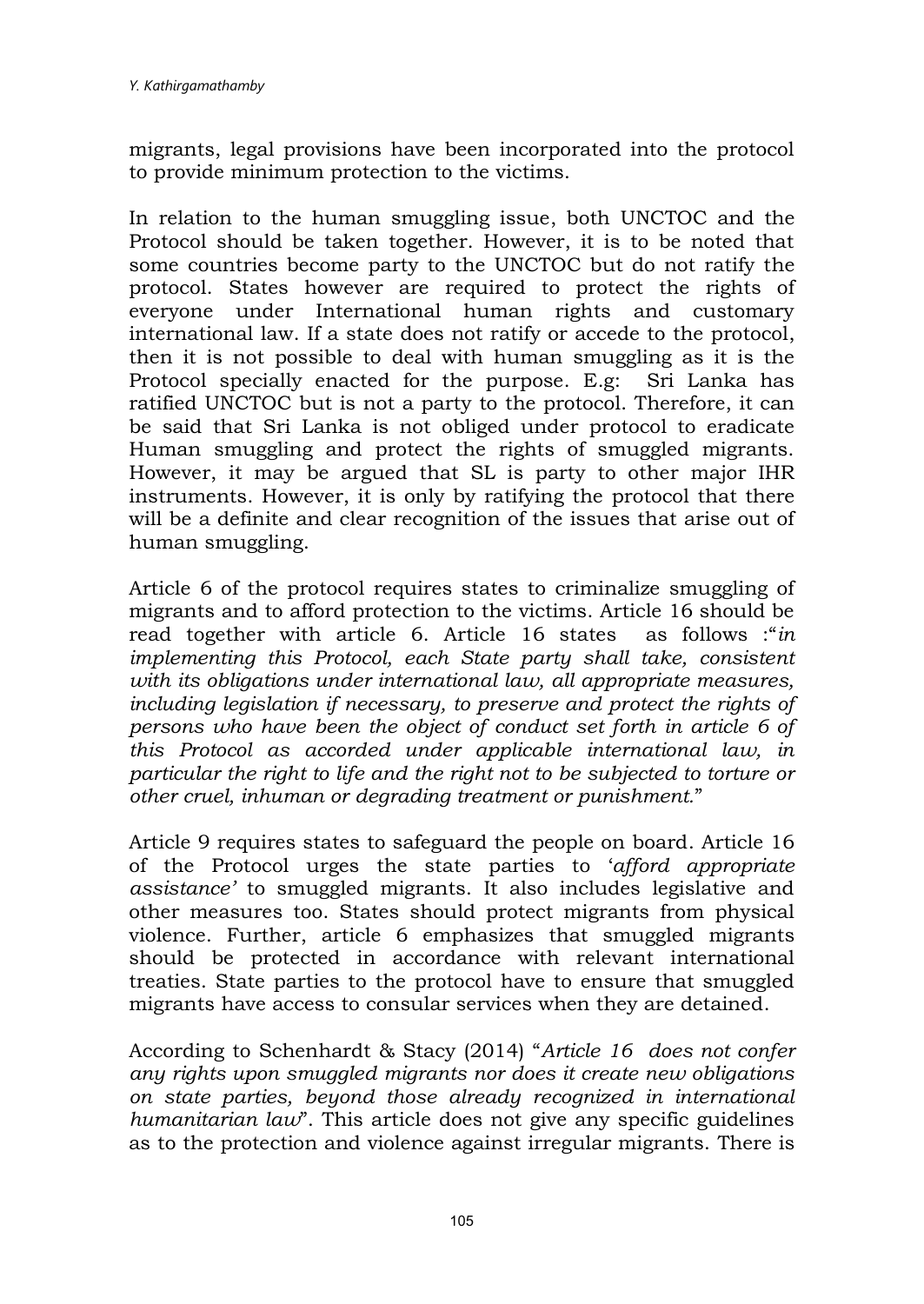migrants, legal provisions have been incorporated into the protocol to provide minimum protection to the victims.

In relation to the human smuggling issue, both UNCTOC and the Protocol should be taken together. However, it is to be noted that some countries become party to the UNCTOC but do not ratify the protocol. States however are required to protect the rights of everyone under International human rights and customary international law. If a state does not ratify or accede to the protocol, then it is not possible to deal with human smuggling as it is the Protocol specially enacted for the purpose. E.g: Sri Lanka has ratified UNCTOC but is not a party to the protocol. Therefore, it can be said that Sri Lanka is not obliged under protocol to eradicate Human smuggling and protect the rights of smuggled migrants. However, it may be argued that SL is party to other major IHR instruments. However, it is only by ratifying the protocol that there will be a definite and clear recognition of the issues that arise out of human smuggling.

Article 6 of the protocol requires states to criminalize smuggling of migrants and to afford protection to the victims. Article 16 should be read together with article 6. Article 16 states as follows :"*in implementing this Protocol, each State party shall take, consistent with its obligations under international law, all appropriate measures, including legislation if necessary, to preserve and protect the rights of persons who have been the object of conduct set forth in article 6 of this Protocol as accorded under applicable international law, in particular the right to life and the right not to be subjected to torture or other cruel, inhuman or degrading treatment or punishment.*"

Article 9 requires states to safeguard the people on board. Article 16 of the Protocol urges the state parties to '*afford appropriate assistance'* to smuggled migrants. It also includes legislative and other measures too. States should protect migrants from physical violence. Further, article 6 emphasizes that smuggled migrants should be protected in accordance with relevant international treaties. State parties to the protocol have to ensure that smuggled migrants have access to consular services when they are detained.

According to Schenhardt & Stacy (2014) "*Article 16 does not confer any rights upon smuggled migrants nor does it create new obligations on state parties, beyond those already recognized in international humanitarian law*". This article does not give any specific guidelines as to the protection and violence against irregular migrants. There is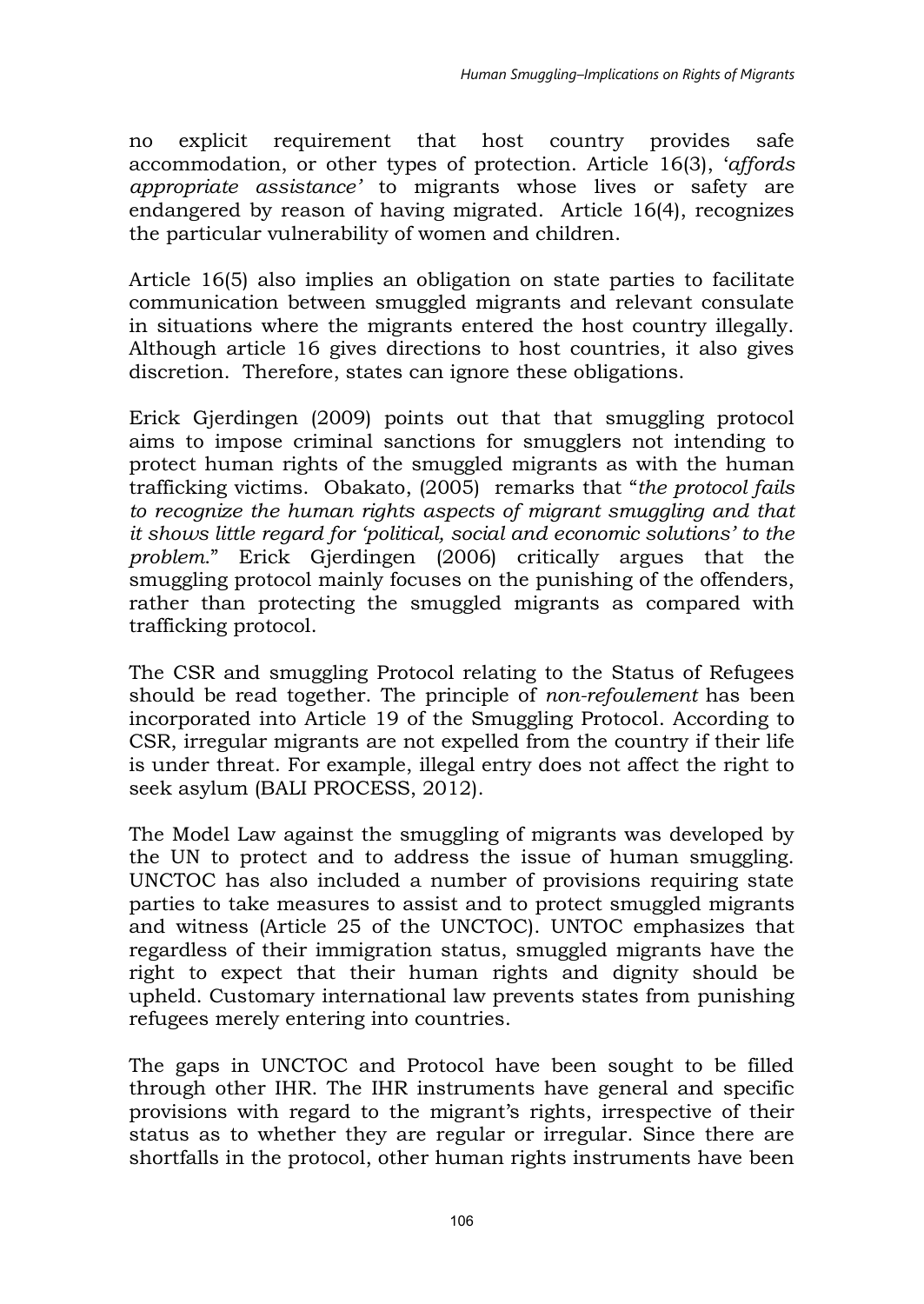no explicit requirement that host country provides safe accommodation, or other types of protection. Article 16(3), '*affords appropriate assistance'* to migrants whose lives or safety are endangered by reason of having migrated. Article 16(4), recognizes the particular vulnerability of women and children.

Article 16(5) also implies an obligation on state parties to facilitate communication between smuggled migrants and relevant consulate in situations where the migrants entered the host country illegally. Although article 16 gives directions to host countries, it also gives discretion. Therefore, states can ignore these obligations.

Erick Gjerdingen (2009) points out that that smuggling protocol aims to impose criminal sanctions for smugglers not intending to protect human rights of the smuggled migrants as with the human trafficking victims. Obakato, (2005) remarks that "*the protocol fails to recognize the human rights aspects of migrant smuggling and that it shows little regard for 'political, social and economic solutions' to the problem*." Erick Gjerdingen (2006) critically argues that the smuggling protocol mainly focuses on the punishing of the offenders, rather than protecting the smuggled migrants as compared with trafficking protocol.

The CSR and smuggling Protocol relating to the Status of Refugees should be read together. The principle of *non-refoulement* has been incorporated into Article 19 of the Smuggling Protocol. According to CSR, irregular migrants are not expelled from the country if their life is under threat. For example, illegal entry does not affect the right to seek asylum (BALI PROCESS, 2012).

The Model Law against the smuggling of migrants was developed by the UN to protect and to address the issue of human smuggling. UNCTOC has also included a number of provisions requiring state parties to take measures to assist and to protect smuggled migrants and witness (Article 25 of the UNCTOC). UNTOC emphasizes that regardless of their immigration status, smuggled migrants have the right to expect that their human rights and dignity should be upheld. Customary international law prevents states from punishing refugees merely entering into countries.

The gaps in UNCTOC and Protocol have been sought to be filled through other IHR. The IHR instruments have general and specific provisions with regard to the migrant's rights, irrespective of their status as to whether they are regular or irregular. Since there are shortfalls in the protocol, other human rights instruments have been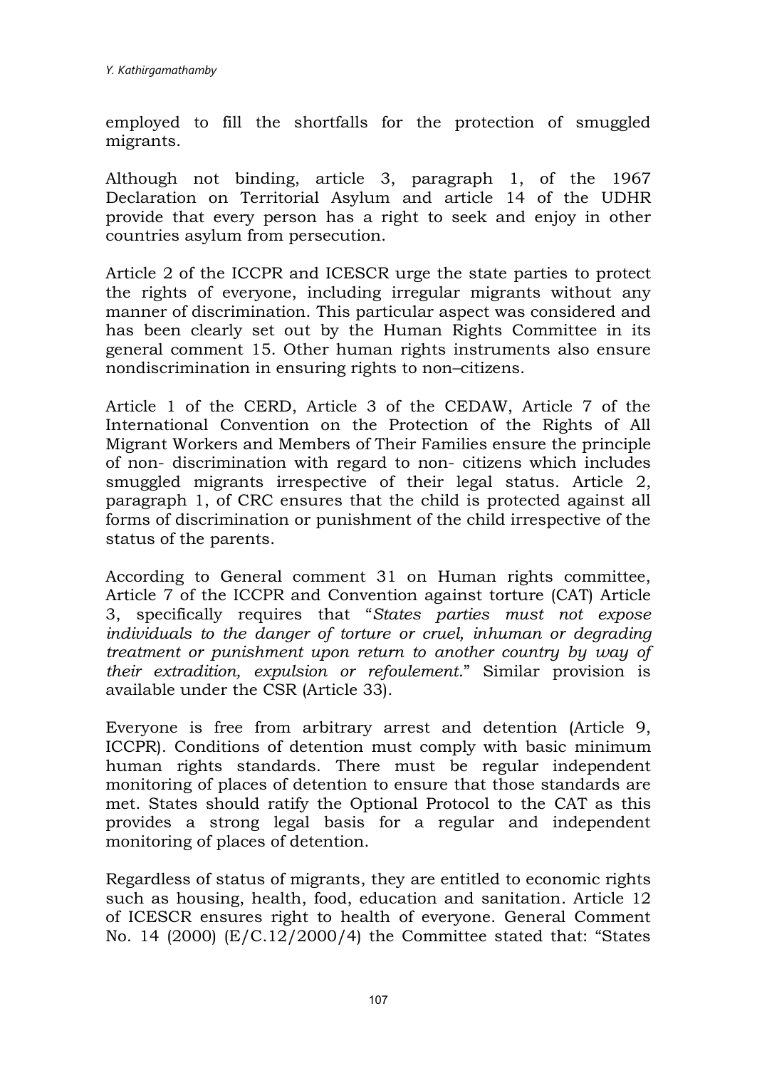employed to fill the shortfalls for the protection of smuggled migrants.

Although not binding, article 3, paragraph 1, of the 1967 Declaration on Territorial Asylum and article 14 of the UDHR provide that every person has a right to seek and enjoy in other countries asylum from persecution.

Article 2 of the ICCPR and ICESCR urge the state parties to protect the rights of everyone, including irregular migrants without any manner of discrimination. This particular aspect was considered and has been clearly set out by the Human Rights Committee in its general comment 15. Other human rights instruments also ensure nondiscrimination in ensuring rights to non–citizens.

Article 1 of the CERD, Article 3 of the CEDAW, Article 7 of the International Convention on the Protection of the Rights of All Migrant Workers and Members of Their Families ensure the principle of non- discrimination with regard to non- citizens which includes smuggled migrants irrespective of their legal status. Article 2, paragraph 1, of CRC ensures that the child is protected against all forms of discrimination or punishment of the child irrespective of the status of the parents.

According to General comment 31 on Human rights committee, Article 7 of the ICCPR and Convention against torture (CAT) Article 3, specifically requires that "*States parties must not expose individuals to the danger of torture or cruel, inhuman or degrading treatment or punishment upon return to another country by way of their extradition, expulsion or refoulement*." Similar provision is available under the CSR (Article 33).

Everyone is free from arbitrary arrest and detention (Article 9, ICCPR). Conditions of detention must comply with basic minimum human rights standards. There must be regular independent monitoring of places of detention to ensure that those standards are met. States should ratify the Optional Protocol to the CAT as this provides a strong legal basis for a regular and independent monitoring of places of detention.

Regardless of status of migrants, they are entitled to economic rights such as housing, health, food, education and sanitation. Article 12 of ICESCR ensures right to health of everyone. General Comment No. 14 (2000) (E/C.12/2000/4) the Committee stated that: "States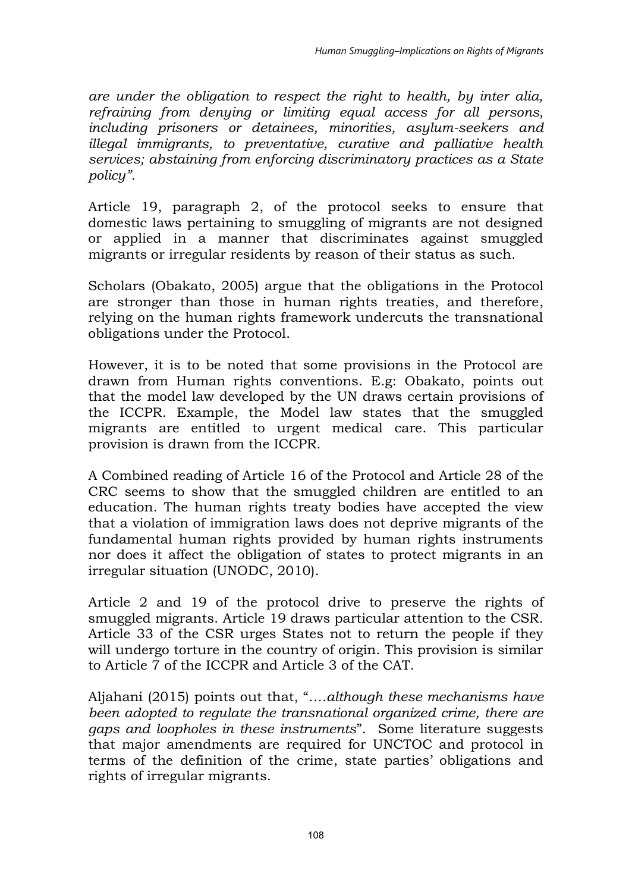*are under the obligation to respect the right to health, by inter alia, refraining from denying or limiting equal access for all persons, including prisoners or detainees, minorities, asylum-seekers and illegal immigrants, to preventative, curative and palliative health services; abstaining from enforcing discriminatory practices as a State policy"*.

Article 19, paragraph 2, of the protocol seeks to ensure that domestic laws pertaining to smuggling of migrants are not designed or applied in a manner that discriminates against smuggled migrants or irregular residents by reason of their status as such.

Scholars (Obakato, 2005) argue that the obligations in the Protocol are stronger than those in human rights treaties, and therefore, relying on the human rights framework undercuts the transnational obligations under the Protocol.

However, it is to be noted that some provisions in the Protocol are drawn from Human rights conventions. E.g: Obakato, points out that the model law developed by the UN draws certain provisions of the ICCPR. Example, the Model law states that the smuggled migrants are entitled to urgent medical care. This particular provision is drawn from the ICCPR.

A Combined reading of Article 16 of the Protocol and Article 28 of the CRC seems to show that the smuggled children are entitled to an education. The human rights treaty bodies have accepted the view that a violation of immigration laws does not deprive migrants of the fundamental human rights provided by human rights instruments nor does it affect the obligation of states to protect migrants in an irregular situation (UNODC, 2010).

Article 2 and 19 of the protocol drive to preserve the rights of smuggled migrants. Article 19 draws particular attention to the CSR. Article 33 of the CSR urges States not to return the people if they will undergo torture in the country of origin. This provision is similar to Article 7 of the ICCPR and Article 3 of the CAT.

Aljahani (2015) points out that, "*….although these mechanisms have been adopted to regulate the transnational organized crime, there are gaps and loopholes in these instruments*". Some literature suggests that major amendments are required for UNCTOC and protocol in terms of the definition of the crime, state parties' obligations and rights of irregular migrants.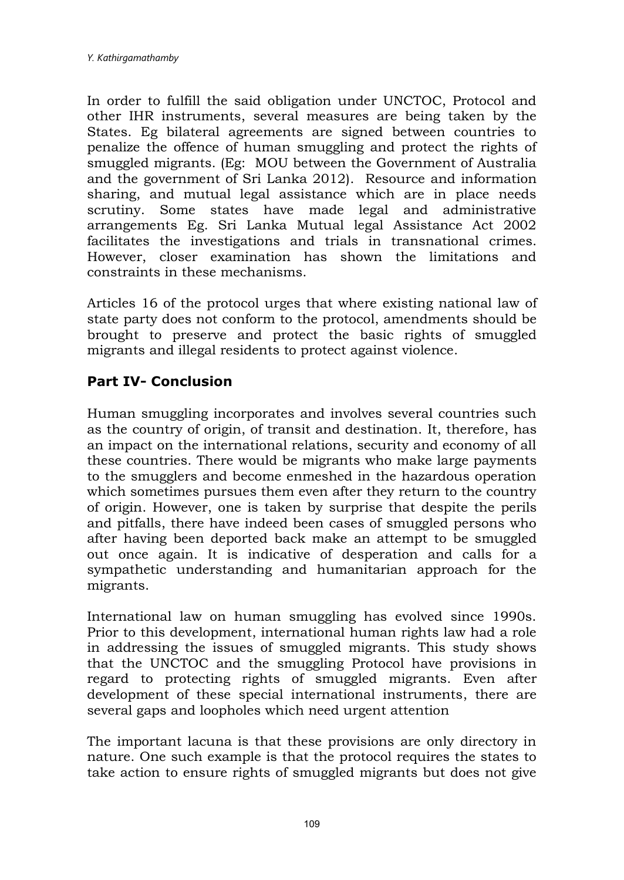In order to fulfill the said obligation under UNCTOC, Protocol and other IHR instruments, several measures are being taken by the States. Eg bilateral agreements are signed between countries to penalize the offence of human smuggling and protect the rights of smuggled migrants. (Eg: MOU between the Government of Australia and the government of Sri Lanka 2012). Resource and information sharing, and mutual legal assistance which are in place needs scrutiny. Some states have made legal and administrative arrangements Eg. Sri Lanka Mutual legal Assistance Act 2002 facilitates the investigations and trials in transnational crimes. However, closer examination has shown the limitations and constraints in these mechanisms.

Articles 16 of the protocol urges that where existing national law of state party does not conform to the protocol, amendments should be brought to preserve and protect the basic rights of smuggled migrants and illegal residents to protect against violence.

## Part IV- Conclusion

Human smuggling incorporates and involves several countries such as the country of origin, of transit and destination. It, therefore, has an impact on the international relations, security and economy of all these countries. There would be migrants who make large payments to the smugglers and become enmeshed in the hazardous operation which sometimes pursues them even after they return to the country of origin. However, one is taken by surprise that despite the perils and pitfalls, there have indeed been cases of smuggled persons who after having been deported back make an attempt to be smuggled out once again. It is indicative of desperation and calls for a sympathetic understanding and humanitarian approach for the migrants.

International law on human smuggling has evolved since 1990s. Prior to this development, international human rights law had a role in addressing the issues of smuggled migrants. This study shows that the UNCTOC and the smuggling Protocol have provisions in regard to protecting rights of smuggled migrants. Even after development of these special international instruments, there are several gaps and loopholes which need urgent attention

The important lacuna is that these provisions are only directory in nature. One such example is that the protocol requires the states to take action to ensure rights of smuggled migrants but does not give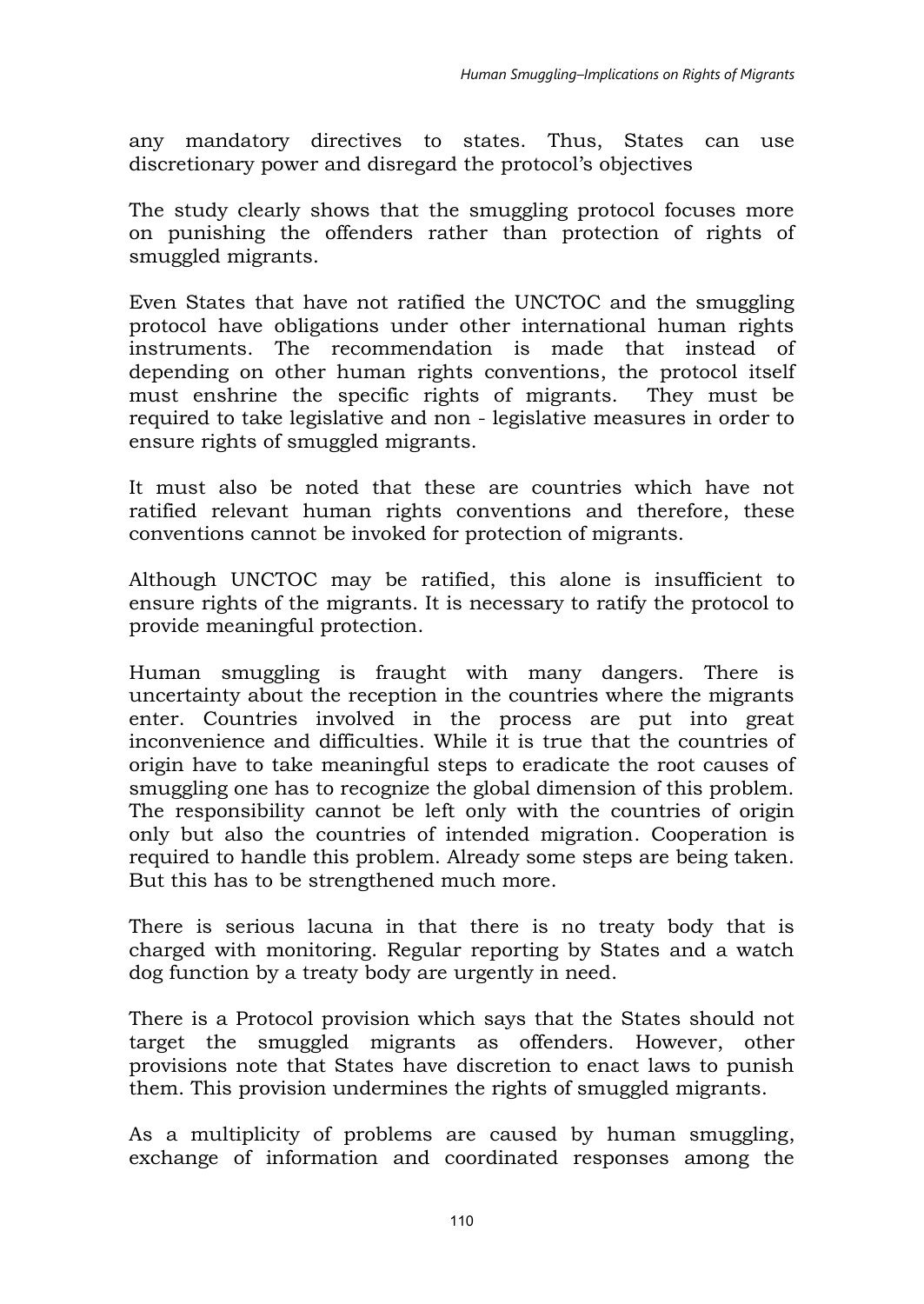any mandatory directives to states. Thus, States can use discretionary power and disregard the protocol's objectives

The study clearly shows that the smuggling protocol focuses more on punishing the offenders rather than protection of rights of smuggled migrants.

Even States that have not ratified the UNCTOC and the smuggling protocol have obligations under other international human rights instruments. The recommendation is made that instead of depending on other human rights conventions, the protocol itself must enshrine the specific rights of migrants. They must be required to take legislative and non - legislative measures in order to ensure rights of smuggled migrants.

It must also be noted that these are countries which have not ratified relevant human rights conventions and therefore, these conventions cannot be invoked for protection of migrants.

Although UNCTOC may be ratified, this alone is insufficient to ensure rights of the migrants. It is necessary to ratify the protocol to provide meaningful protection.

Human smuggling is fraught with many dangers. There is uncertainty about the reception in the countries where the migrants enter. Countries involved in the process are put into great inconvenience and difficulties. While it is true that the countries of origin have to take meaningful steps to eradicate the root causes of smuggling one has to recognize the global dimension of this problem. The responsibility cannot be left only with the countries of origin only but also the countries of intended migration. Cooperation is required to handle this problem. Already some steps are being taken. But this has to be strengthened much more.

There is serious lacuna in that there is no treaty body that is charged with monitoring. Regular reporting by States and a watch dog function by a treaty body are urgently in need.

There is a Protocol provision which says that the States should not target the smuggled migrants as offenders. However, other provisions note that States have discretion to enact laws to punish them. This provision undermines the rights of smuggled migrants.

As a multiplicity of problems are caused by human smuggling, exchange of information and coordinated responses among the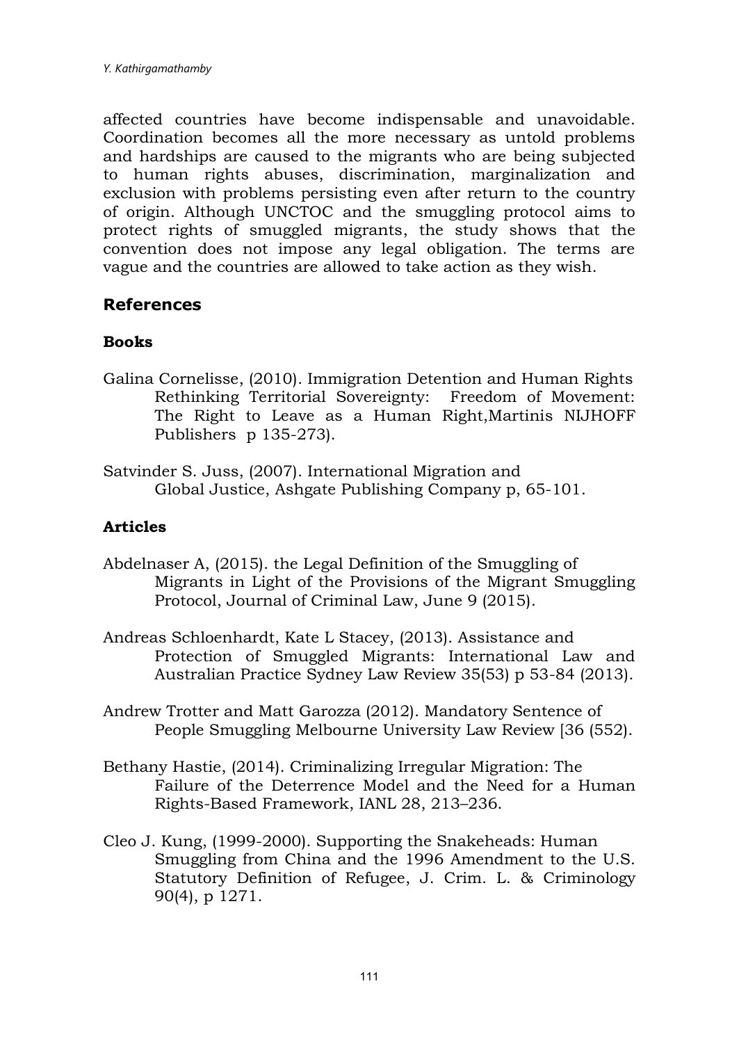affected countries have become indispensable and unavoidable. Coordination becomes all the more necessary as untold problems and hardships are caused to the migrants who are being subjected to human rights abuses, discrimination, marginalization and exclusion with problems persisting even after return to the country of origin. Although UNCTOC and the smuggling protocol aims to protect rights of smuggled migrants, the study shows that the convention does not impose any legal obligation. The terms are vague and the countries are allowed to take action as they wish.

## References

### Books

Galina Cornelisse, (2010). Immigration Detention and Human Rights Rethinking Territorial Sovereignty: Freedom of Movement: The Right to Leave as a Human Right,Martinis NIJHOFF Publishers p 135-273).

Satvinder S. Juss, (2007). International Migration and Global Justice, Ashgate Publishing Company p, 65-101.

### Articles

Abdelnaser A, (2015). the Legal Definition of the Smuggling of Migrants in Light of the Provisions of the Migrant Smuggling Protocol, Journal of Criminal Law, June 9 (2015).

Andreas Schloenhardt, Kate L Stacey, (2013). Assistance and Protection of Smuggled Migrants: International Law and Australian Practice Sydney Law Review 35(53) p 53-84 (2013).

Andrew Trotter and Matt Garozza (2012). Mandatory Sentence of People Smuggling Melbourne University Law Review [36 (552).

Bethany Hastie, (2014). Criminalizing Irregular Migration: The Failure of the Deterrence Model and the Need for a Human Rights-Based Framework, IANL 28, 213–236.

Cleo J. Kung, (1999-2000). Supporting the Snakeheads: Human Smuggling from China and the 1996 Amendment to the U.S. Statutory Definition of Refugee, J. Crim. L. & Criminology 90(4), p 1271.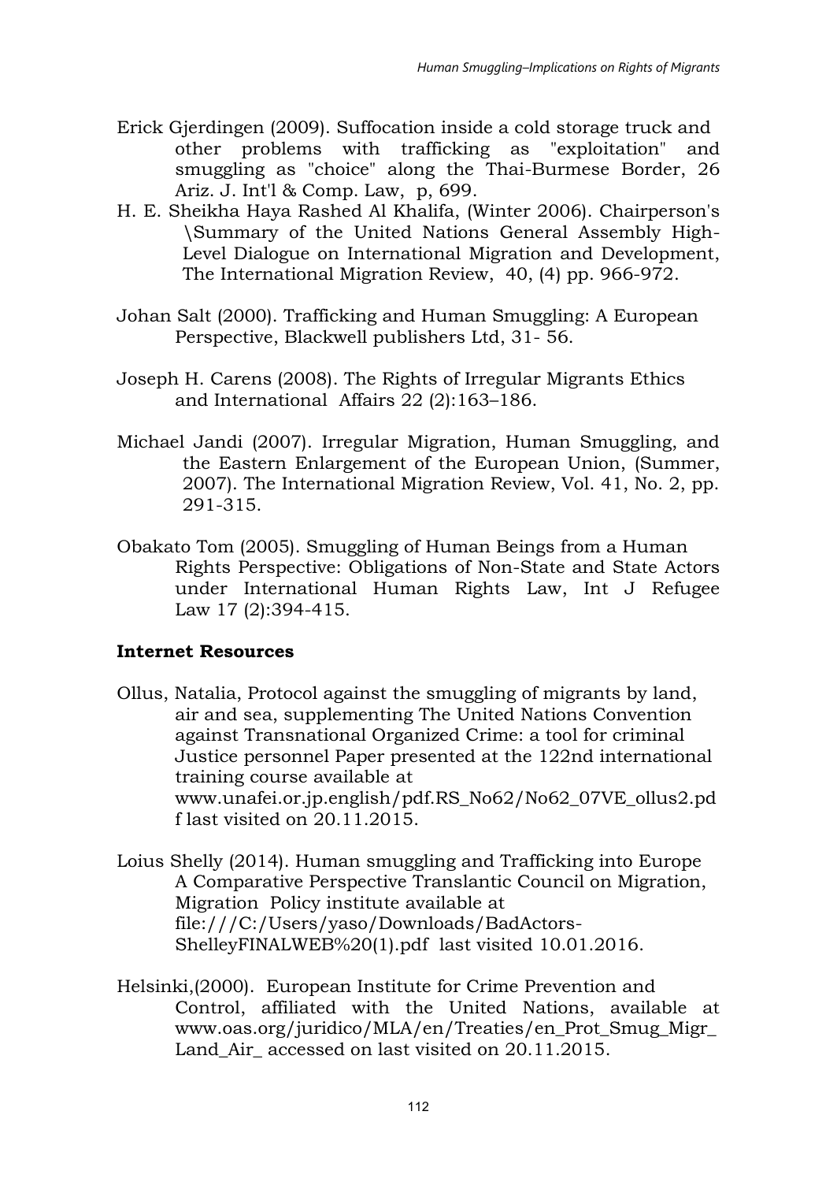Erick Gjerdingen (2009). Suffocation inside a cold storage truck and other problems with trafficking as "exploitation" and smuggling as "choice" along the Thai-Burmese Border, 26 Ariz. J. Int'l & Comp. Law, p, 699.

H. E. Sheikha Haya Rashed Al Khalifa, (Winter 2006). Chairperson's \Summary of the United Nations General Assembly High-Level Dialogue on International Migration and Development, The International Migration Review, 40, (4) pp. 966-972.

Johan Salt (2000). Trafficking and Human Smuggling: A European Perspective, Blackwell publishers Ltd, 31- 56.

Joseph H. Carens (2008). The Rights of Irregular Migrants Ethics and International Affairs 22 (2):163–186.

Michael Jandi (2007). Irregular Migration, Human Smuggling, and the Eastern Enlargement of the European Union, (Summer, 2007). The International Migration Review, Vol. 41, No. 2, pp. 291-315.

Obakato Tom (2005). Smuggling of Human Beings from a Human Rights Perspective: Obligations of Non-State and State Actors under International Human Rights Law, Int J Refugee Law 17 (2):394-415.

**Internet Resources**

Ollus, Natalia, Protocol against the smuggling of migrants by land, air and sea, supplementing The United Nations Convention against Transnational Organized Crime: a tool for criminal Justice personnel Paper presented at the 122nd international training course available at www.unafei.or.jp.english/pdf.RS_No62/No62_07VE_ollus2.pdf last visited on 20.11.2015.

Loius Shelly (2014). Human smuggling and Trafficking into Europe A Comparative Perspective Translantic Council on Migration, Migration Policy institute available at file:///C:/Users/yaso/Downloads/BadActors-ShelleyFINALWEB%20(1).pdf last visited 10.01.2016.

Helsinki,(2000). European Institute for Crime Prevention and Control, affiliated with the United Nations, available at www.oas.org/juridico/MLA/en/Treaties/en_Prot_Smug_Migr_Land_Air_ accessed on last visited on 20.11.2015.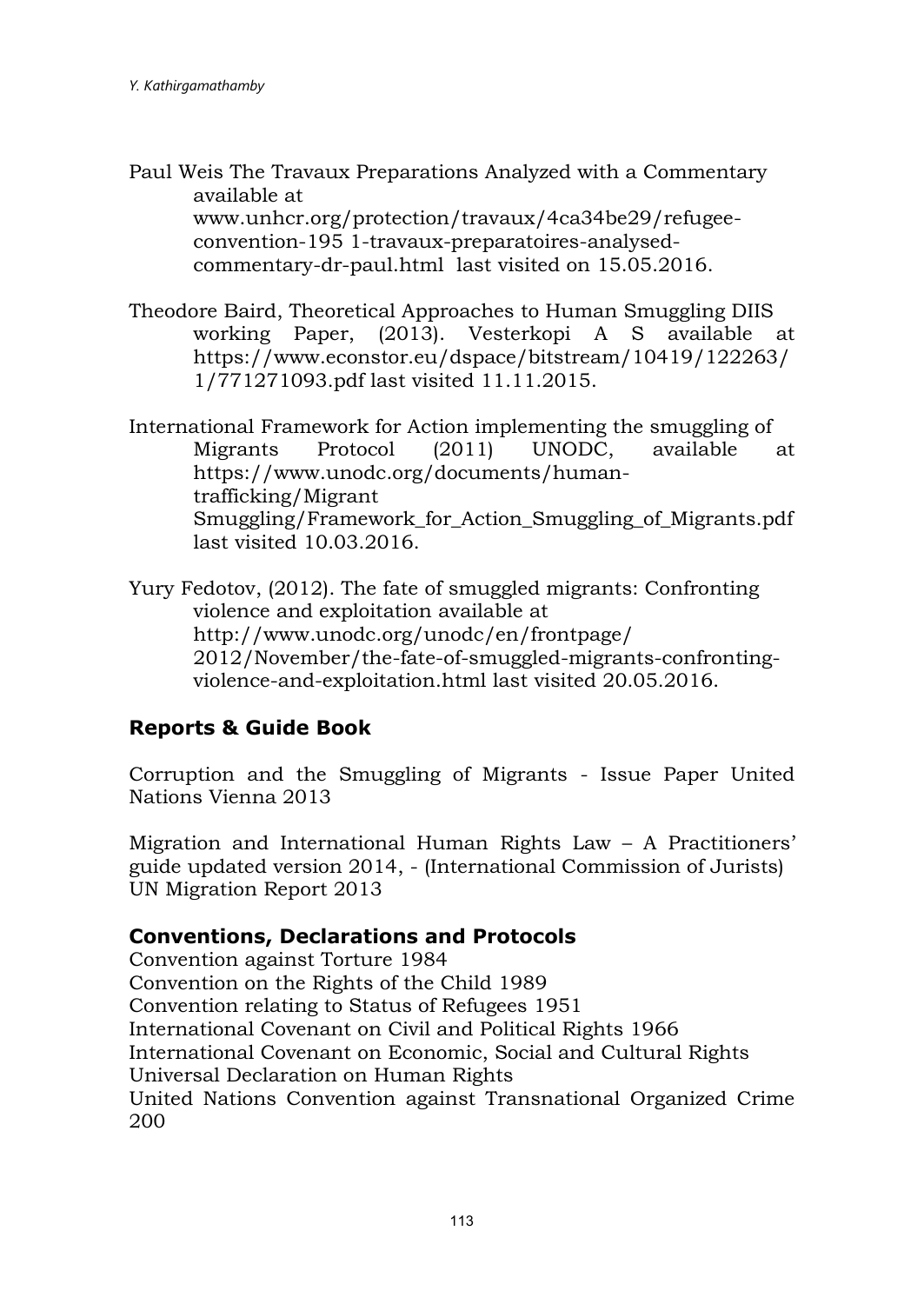Paul Weis The Travaux Preparations Analyzed with a Commentary available at www.unhcr.org/protection/travaux/4ca34be29/refugee-convention-195 1-travaux-preparatoires-analysed-commentary-dr-paul.html last visited on 15.05.2016.

Theodore Baird, Theoretical Approaches to Human Smuggling DIIS working Paper, (2013). Vesterkopi A S available at https://www.econstor.eu/dspace/bitstream/10419/122263/1/771271093.pdf last visited 11.11.2015.

International Framework for Action implementing the smuggling of Migrants Protocol (2011) UNODC, available at https://www.unodc.org/documents/human-trafficking/Migrant Smuggling/Framework_for_Action_Smuggling_of_Migrants.pdf last visited 10.03.2016.

Yury Fedotov, (2012). The fate of smuggled migrants: Confronting violence and exploitation available at http://www.unodc.org/unodc/en/frontpage/2012/November/the-fate-of-smuggled-migrants-confronting-violence-and-exploitation.html last visited 20.05.2016.

## Reports & Guide Book

Corruption and the Smuggling of Migrants - Issue Paper United Nations Vienna 2013

Migration and International Human Rights Law – A Practitioners' guide updated version 2014, - (International Commission of Jurists)
UN Migration Report 2013

## Conventions, Declarations and Protocols

Convention against Torture 1984
Convention on the Rights of the Child 1989
Convention relating to Status of Refugees 1951
International Covenant on Civil and Political Rights 1966
International Covenant on Economic, Social and Cultural Rights
Universal Declaration on Human Rights
United Nations Convention against Transnational Organized Crime 200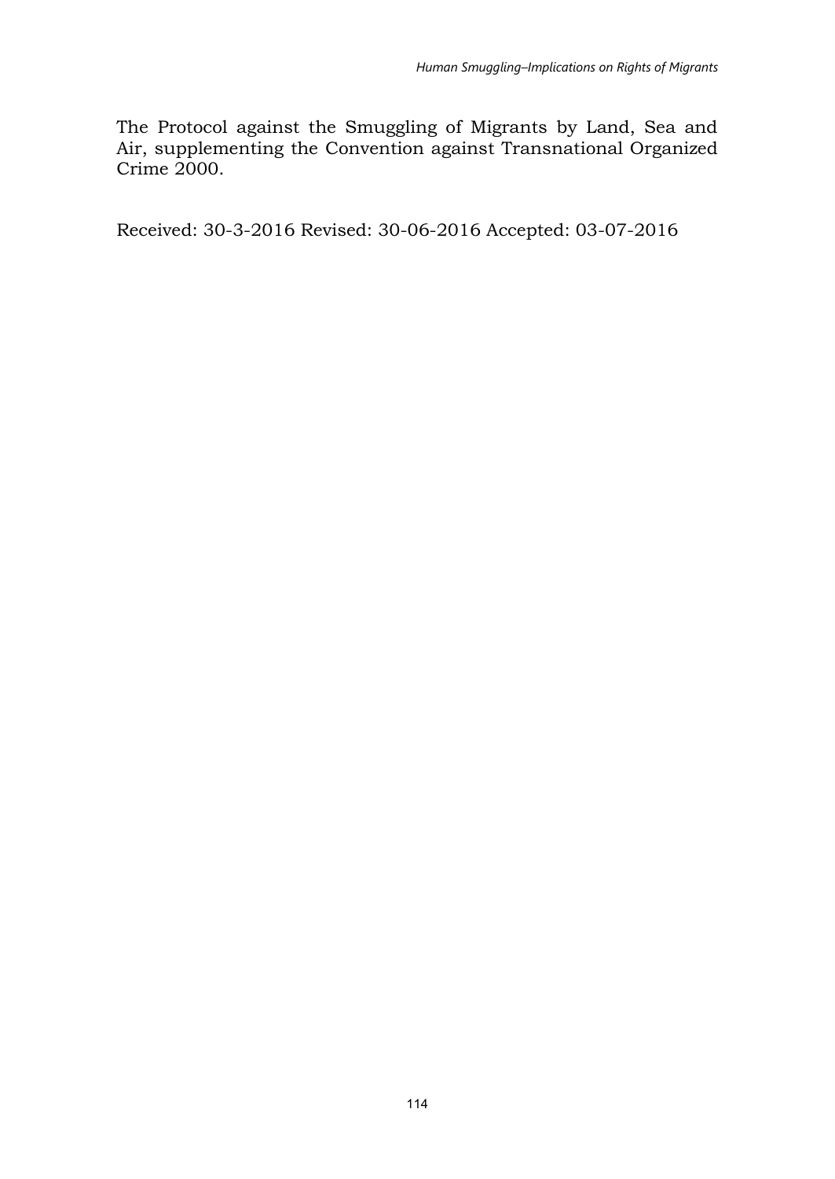The Protocol against the Smuggling of Migrants by Land, Sea and Air, supplementing the Convention against Transnational Organized Crime 2000.

Received: 30-3-2016 Revised: 30-06-2016 Accepted: 03-07-2016